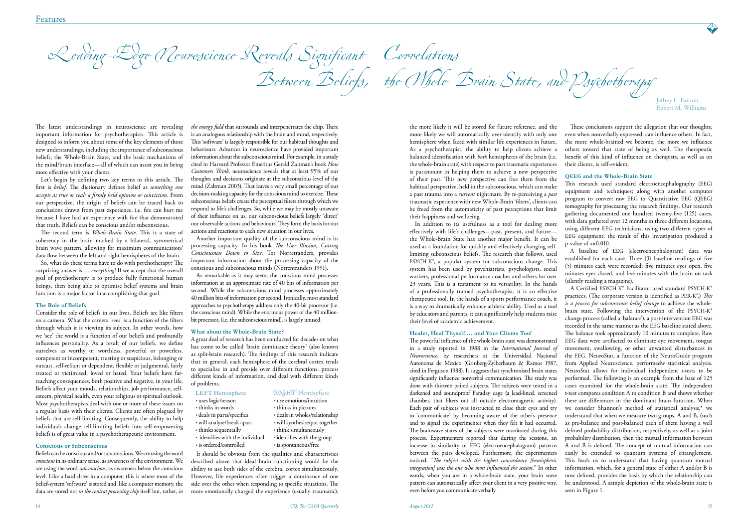# Leading-Edge Neuroscience Reveals Significant Correlations Between Beliefs, the Whole-Brain State, and Psychotherapy

Jeffrey L. Fannin
Robert M. Williams

The latest understandings in neuroscience are revealing important information for psychotherapists. This article is designed to inform you about some of the key elements of those new understandings, including the importance of subconscious beliefs, the Whole-Brain State, and the basic mechanisms of the mind/brain interface—all of which can assist you in being more effective with your clients.

Let's begin by defining two key terms in this article. The first is *belief*. The dictionary defines belief as *something one accepts as true or real; a firmly held opinion or conviction*. From our perspective, the origin of beliefs can be traced back to conclusions drawn from past experience, i.e. fire can hurt me because I have had an experience with fire that demonstrated that truth. Beliefs can be conscious and/or subconscious.

The second term is *Whole-Brain State*. This is a state of coherency in the brain marked by a bilateral, symmetrical brain wave pattern, allowing for maximum communication/data flow between the left and right hemispheres of the brain.

So, what do these terms have to do with psychotherapy? The surprising answer is … *everything*! If we accept that the overall goal of psychotherapy is to produce fully functional human beings, then being able to optimise belief systems and brain function is a major factor in accomplishing that goal.

### The Role of Beliefs

Consider the role of beliefs in our lives. Beliefs are like filters on a camera. What the camera 'sees' is a function of the filters through which it is viewing its subject. In other words, how we 'see' the world is a function of our beliefs and profoundly influences personality. As a result of our beliefs, we define ourselves as worthy or worthless, powerful or powerless, competent or incompetent, trusting or suspicious, belonging or outcast, self-reliant or dependent, flexible or judgmental, fairly treated or victimised, loved or hated. Your beliefs have far-reaching consequences, both positive and negative, in your life. Beliefs affect your moods, relationships, job performance, self-esteem, physical health, even your religious or spiritual outlook. Most psychotherapists deal with one or more of these issues on a regular basis with their clients. Clients are often plagued by beliefs that are self-limiting. Consequently, the ability to help individuals change self-limiting beliefs into self-empowering beliefs is of great value in a psychotherapeutic environment.

### Conscious or Subconscious

Beliefs can be conscious and/or subconscious. We are using the word *conscious* in its ordinary sense, as awareness of the environment. We are using the word *subconscious*, as awareness below the conscious level. Like a hard drive in a computer, this is where most of the belief-system 'software' is stored and, like a computer memory, the data are stored not *in the central processing chip* itself but, rather, *in the energy field* that surrounds and interpenetrates the chip. There is an analogous relationship with the brain and mind, respectively. This 'software' is largely responsible for our habitual thoughts and behaviours. Advances in neuroscience have provided important information about the subconscious mind. For example, in a study cited in Harvard Professor Emeritus Gerald Zaltman's book *How Customers Think*, neuroscience reveals that at least 95% of our thoughts and decisions originate at the subconscious level of the mind (Zaltman 2003). That leaves a very small percentage of our decision-making capacity for the conscious mind to exercise. These subconscious beliefs create the perceptual filters through which we respond to life's challenges. So, while we may be mostly unaware of their influence on us, our subconscious beliefs largely 'direct' our observable actions and behaviours. They form the basis for our actions and reactions to each new situation in our lives.

Another important quality of the subconscious mind is its processing capacity. In his book *The User Illusion, Cutting Consciousness Down to Size*, Tor Nørretranders, provides important information about the processing capacity of the conscious and subconscious minds (Nørretranders 1991).

As remarkable as it may seem, the conscious mind processes information at an approximate rate of 40 bits of information per second. While the subconscious mind processes approximately 40 million bits of information per second. Ironically, most standard approaches to psychotherapy address only the 40-bit processor (i.e. the conscious mind). While the enormous power of the 40 million-bit processor, (i.e. the subconscious mind), is largely unused.

### What about the Whole-Brain State?

A great deal of research has been conducted for decades on what has come to be called 'brain dominance theory' (also known as split-brain research). The findings of this research indicate that in general, each hemisphere of the cerebral cortex tends to specialise in and preside over different functions, process different kinds of information, and deal with different kinds of problems.

| LEFT Hemisphere | RIGHT Hemisphere |
|---|---|
| • uses logic/reason | • use emotions/intuition |
| • thinks in words | • thinks in pictures |
| • deals in parts/specifics | • deals in wholes/relationship |
| • will analyse/break apart | • will synthesise/put together |
| • thinks sequentially | • think simultaneously |
| • identifies with the individual | • identifies with the group |
| • is ordered/controlled | • is spontaneous/free |

It should be obvious from the qualities and characteristics described above that ideal brain functioning would be the ability to use both sides of the cerebral cortex simultaneously. However, life experiences often trigger a dominance of one side over the other when responding to specific situations. The more emotionally charged the experience (usually traumatic), the more likely it will be stored for future reference, and the more likely we will automatically over-identify with only one hemisphere when faced with similar life experiences in future. As a psychotherapist, the ability to help clients achieve a balanced identification with *both* hemispheres of the brain (i.e. the whole-brain state) with respect to past traumatic experiences is paramount in helping them to achieve a new perspective of their past. This new perspective can free them from the habitual perspective, held in the subconscious, which can make a past trauma into a *current* nightmare. By re-perceiving a *past* traumatic experience with new Whole-Brain 'filters', clients can be freed from the automaticity of past perceptions that limit their happiness and wellbeing.

In addition to its usefulness as a tool for dealing more effectively with life's challenges—past, present, and future—the Whole-Brain State has another major benefit. It can be used as a foundation for quickly and effectively changing self-limiting subconscious beliefs. The research that follows, used PSYCH-K®, a popular system for subconscious change. This system has been used by psychiatrists, psychologists, social workers, professional performance coaches and others for over 23 years. This is a testament to its versatility. In the hands of a professionally trained psychotherapist, it is an effective therapeutic tool. In the hands of a sports performance coach, it is a way to dramatically enhance athletic ability. Used as a tool by educators and parents, it can significantly help students raise their level of academic achievement.

### Healer, Heal Thyself … and Your Clients Too!

The powerful influence of the whole-brain state was demonstrated in a study reported in 1988 in the *International Journal of Neuroscience*, by researchers at the Universidad Nacional Autonoma de Mexico (Grinberg-Zylberbaum & Ramos 1987, cited in Ferguson 1988). It suggests that synchronised brain states significantly influence nonverbal communication. The study was done with thirteen paired subjects. The subjects were tested in a darkened and soundproof Faraday cage (a lead-lined, screened chamber, that filters out all outside electromagnetic activity). Each pair of subjects was instructed to close their eyes and try to 'communicate' by becoming aware of the other's presence and to signal the experimenter when they felt it had occurred. The brainwave states of the subjects were monitored during this process. Experimenters reported that during the sessions, an increase in similarity of EEG (electroencephalogram) patterns between the pairs developed. Furthermore, the experimenters noticed, "*The subject with the highest concordance [hemispheric integration] was the one who most influenced the session*." In other words, when you are in a whole-brain state, your brain wave pattern can automatically affect your client in a very positive way, even before you communicate verbally.

These conclusions support the allegation that our thoughts, even when nonverbally expressed, can influence others. In fact, the more whole-brained we become, the more we influence others toward that state of being as well. The therapeutic benefit of this kind of influence on therapists, as well as on their clients, is self-evident.

### QEEG and the Whole-Brain State

This research used standard electroencephalography (EEG) equipment and techniques; along with another computer program to convert raw EEG to Quantitative EEG (QEEG) tomography for processing the research findings. Our research gathering documented one hundred twenty-five (125) cases, with data gathered over 12 months in three different locations, using different EEG technicians, using two different types of EEG equipment; the result of this investigation produced a p-value of $<=0.010$.

A baseline of EEG (electroencephalogram) data was established for each case. Three (3) baseline readings of five (5) minutes each were recorded; five minutes eyes open, five minutes eyes closed, and five minutes with the brain on task (silently reading a magazine).

A Certified PSYCH-K® Facilitator used standard PSYCH-K® practices. (The corporate version is identified as PER-K®.) *This is a process for subconscious belief change* to achieve the whole-brain state. Following the intervention of the PSYCH-K® change process (called a 'balance'), a post-intervention EEG was recorded in the same manner as the EEG baseline stated above. The balance took approximately 10 minutes to complete. Raw EEG data were artifacted to eliminate eye movement, tongue movement, swallowing, or other unwanted disturbances in the EEG. NeuroStat, a function of the NeuroGuide program from Applied Neuroscience, performedw statistical analysis. NeuroStat allows for individual independent t-tests to be performed. The following is an example from the base of 125 cases examined for the whole-brain state. The independent t-test compares condition A to condition B and shows whether there are differences in the dominant brain function. When we consider Shannon's method of statistical analysis,* we understand that when we measure two groups, A and B, (such as pre-balance and post-balance) each of them having a well defined probability distribution, respectively, as well as a joint probability distribution, then the mutual information between A and B is defined. The concept of mutual information can easily be extended to quantum systems of entanglement. This leads us to understand that having quantum mutual information, which, for a general state of either A and/or B is now defined, provides the basis by which the relationship can be understood. A sample depiction of the whole-brain state is seen in Figure 1.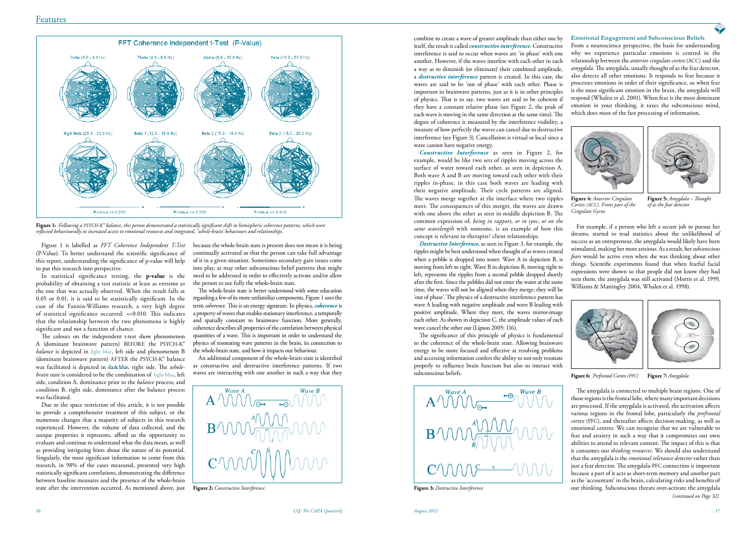**Figure 1:** *Following a PSYCH-K® balance, this person demonstrated a statistically significant shift in hemispheric coherence patterns, which were reflected behaviourally in increased access to emotional resources and integrated, 'whole-brain' behaviours and relationships.*

Figure 1 is labelled as *FFT Coherence Independent T-Test* (P-Value). To better understand the scientific significance of this report, understanding the significance of p-value will help to put this research into perspective.

In statistical significance testing, the **p-value** is the probability of obtaining a test statistic at least as extreme as the one that was actually observed. When the result falls at 0.05 or 0.01, it is said to be statistically significant. In the case of the Fannin-Williams research, a very high degree of statistical significance occurred: <=0.010. This indicates that the relationship between the two phenomena is highly significant and not a function of chance.

The colours on the independent t-test show phenomenon A (dominant brainwave pattern) BEFORE the PSYCH-K® *balance* is depicted in light blue, left side and phenomenon B (dominant brainwave pattern) AFTER the PSYCH-K® balance was facilitated is depicted in dark blue, right side. The *whole-brain state* is considered to be the combination of light blue, left side, condition A, dominance prior to the *balance* process; and condition B, right side, dominance after the balance process was facilitated.

Due to the space restriction of this article, it is not possible to provide a comprehensive treatment of this subject, or the numerous changes that a majority of subjects in this research experienced. However, the volume of data collected, and the unique properties it represents, afford us the opportunity to evaluate and continue to understand what the data mean, as well as providing intriguing hints about the nature of its potential. Singularly, the most significant information to come from this research, in 98% of the cases measured, presented very high statistically significant correlations, demonstrating the difference between baseline measures and the presence of the whole-brain state after the intervention occurred. As mentioned above, just because the whole-brain state is present does not mean it is being continually activated so that the person can take full advantage of it in a given situation. Sometimes secondary gain issues come into play, as may other subconscious belief patterns that might need to be addressed in order to effectively activate and/or allow the person to use fully the whole-brain state.

The whole-brain state is better understood with some education regarding a few of its more unfamiliar components. Figure 1 uses the term *coherence*. This is an energy signature. In physics, ***coherence*** is a property of waves that enables stationary interference, a temporally and spatially constant to brainwave function. More generally, coherence describes all properties of the correlation between physical quantities of a wave. This is important in order to understand the physics of resonating wave patterns in the brain, its connection to the whole-brain state, and how it impacts our behaviour.

An additional component of the whole-brain state is identified as constructive and destructive interference patterns. If two waves are interacting with one another in such a way that they combine to create a wave of greater amplitude than either one by itself, the result is called ***constructive interference***. Constructive interference is said to occur when waves are 'in phase' with one another. However, if the waves interfere with each other in such a way as to diminish (or eliminate) their combined amplitude, a ***destructive interference*** pattern is created. In this case, the waves are said to be 'out of phase' with each other. Phase is important in brainwave patterns, just as it is in other principles of physics. That is to say, two waves are said to be coherent if they have a constant relative phase (see Figure 2, the peak of each wave is moving in the same direction at the same time). The degree of coherence is measured by the interference visibility, a measure of how perfectly the waves can cancel due to destructive interference (see Figure 3). Cancellation is virtual or local since a wave cannot have negative energy.

**Figure 2:** *Constructive Interference*

***Constructive Interference*** as seen in Figure 2, for example, would be like two sets of ripples moving across the surface of water toward each other, as seen in depiction A. Both wave A and B are moving toward each other with their ripples in-phase, in this case both waves are leading with their negative amplitude. Their cycle patterns are aligned. The waves merge together at the interface where two ripples meet. The consequences of this merger, the waves are drawn with one above the other as seen in middle depiction B. The common expression of, *being in rapport, or in sync, or on the same wavelength* with someone, is an example of how this concept is relevant to therapist/ client relationships.

***Destructive Interference***, as seen in Figure 3, for example, the ripples might be best understood when thought of as waves created when a pebble is dropped into water. Wave A in depiction B, is moving from left to right. Wave B in depiction B, moving right to left, represents the ripples from a second pebble dropped shortly after the first. Since the pebbles did not enter the water at the same time, the waves will not be aligned when they merge; they will be 'out of phase'. The physics of a destructive interference pattern has wave A leading with negative amplitude and wave B leading with positive amplitude. Where they meet, the waves mirror-image each other. As shown in depiction C, the amplitude values of each wave cancel the other out (Lipton 2005: 116).

The significance of this principle of physics is fundamental to the coherence of the whole-brain state. Allowing brainwave energy to be more focused and effective at resolving problems and accessing information confers the ability to not only resonate properly to influence brain function but also to interact with subconscious beliefs.

**Figure 3:** *Destructive Interference*

### Emotional Engagement and Subconscious Beliefs

From a neuroscience perspective, the basis for understanding why we experience particular emotions is centred in the relationship between the *anterior cingulate cortex* (ACC) and the *amygdala*. The amygdala, usually thought of as the fear detector, also detects all other emotions. It responds to fear because it processes emotions in order of their significance, so when fear is the most significant emotion in the brain, the amygdala will respond (Whalen et al. 2001). When fear is the most dominant emotion in your thinking, it taxes the subconscious mind, which does most of the fast processing of information.

**Figure 4:** *Anterior Cingulate Cortex (ACC). Front part of the Cingulate Gyrus*

**Figure 5:** *Amygdala – Thought of as the fear detector*

For example, if a person who left a secure job to pursue her dreams, started to read statistics about the unlikelihood of success as an entrepreneur, the amygdala would likely have been stimulated, making her more anxious. As a result, her *subconscious fears* would be active even when she was thinking about other things. Scientific experiments found that when fearful facial expressions were shown so that people did not know they had seen them, the amygdala was still activated (Morris et al. 1999, Williams & Mattingley 2004, Whalen et al. 1998).

**Figure 6:** *Prefrontal Cortex (PFC)*

**Figure 7:** *Amygdala*

The amygdala is connected to multiple brain regions. One of those regions is the frontal lobe, where many important decisions are processed. If the amygdala is activated, the activation affects various regions in the frontal lobe, particularly the *prefrontal cortex* (PFC), and thereafter affects decision-making, as well as emotional centres. We can recognise that we are vulnerable to fear and anxiety in such a way that it compromises our own abilities to attend to relevant content. The impact of this is that it consumes our *thinking resources.* We should also understand that the amygdala is the *emotional relevance detector* rather than just a fear detector. The amygdala-PFC connection is important because a part of it acts as short-term memory and another part as the 'accountant' in the brain, calculating risks and benefits of our thinking. Subconscious threats over-activate the amygdala

*(continued on Page 32)*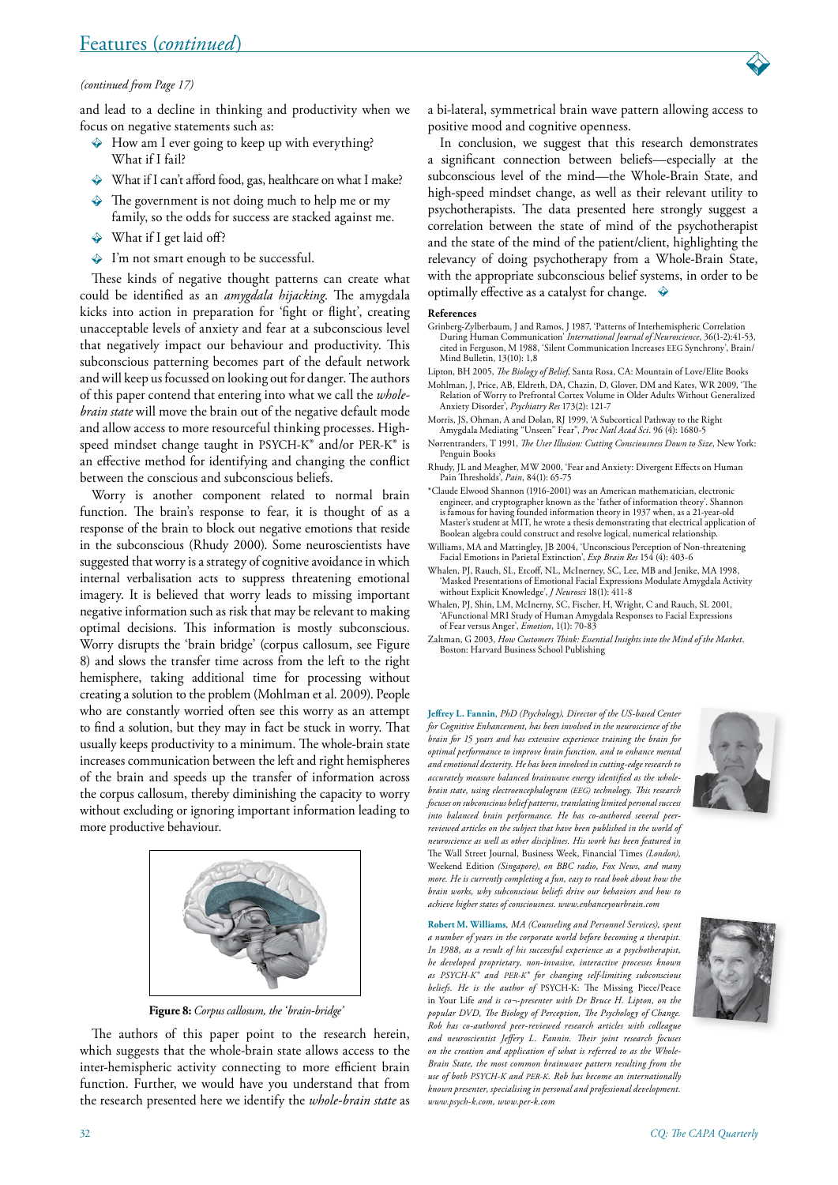*(continued from Page 17)*

and lead to a decline in thinking and productivity when we focus on negative statements such as:

- How am I ever going to keep up with everything? What if I fail?
- What if I can't afford food, gas, healthcare on what I make?
- The government is not doing much to help me or my family, so the odds for success are stacked against me.
- What if I get laid off?
- I'm not smart enough to be successful.

These kinds of negative thought patterns can create what could be identified as an *amygdala hijacking*. The amygdala kicks into action in preparation for 'fight or flight', creating unacceptable levels of anxiety and fear at a subconscious level that negatively impact our behaviour and productivity. This subconscious patterning becomes part of the default network and will keep us focussed on looking out for danger. The authors of this paper contend that entering into what we call the *whole-brain state* will move the brain out of the negative default mode and allow access to more resourceful thinking processes. High-speed mindset change taught in PSYCH-K® and/or PER-K® is an effective method for identifying and changing the conflict between the conscious and subconscious beliefs.

Worry is another component related to normal brain function. The brain's response to fear, it is thought of as a response of the brain to block out negative emotions that reside in the subconscious (Rhudy 2000). Some neuroscientists have suggested that worry is a strategy of cognitive avoidance in which internal verbalisation acts to suppress threatening emotional imagery. It is believed that worry leads to missing important negative information such as risk that may be relevant to making optimal decisions. This information is mostly subconscious. Worry disrupts the 'brain bridge' (corpus callosum, see Figure 8) and slows the transfer time across from the left to the right hemisphere, taking additional time for processing without creating a solution to the problem (Mohlman et al. 2009). People who are constantly worried often see this worry as an attempt to find a solution, but they may in fact be stuck in worry. That usually keeps productivity to a minimum. The whole-brain state increases communication between the left and right hemispheres of the brain and speeds up the transfer of information across the corpus callosum, thereby diminishing the capacity to worry without excluding or ignoring important information leading to more productive behaviour.

**Figure 8:** *Corpus callosum, the 'brain-bridge'*

The authors of this paper point to the research herein, which suggests that the whole-brain state allows access to the inter-hemispheric activity connecting to more efficient brain function. Further, we would have you understand that from the research presented here we identify the *whole-brain state* as a bi-lateral, symmetrical brain wave pattern allowing access to positive mood and cognitive openness.

In conclusion, we suggest that this research demonstrates a significant connection between beliefs—especially at the subconscious level of the mind—the Whole-Brain State, and high-speed mindset change, as well as their relevant utility to psychotherapists. The data presented here strongly suggest a correlation between the state of mind of the psychotherapist and the state of the mind of the patient/client, highlighting the relevancy of doing psychotherapy from a Whole-Brain State, with the appropriate subconscious belief systems, in order to be optimally effective as a catalyst for change.

## References

Grinberg-Zylberbaum, J and Ramos, J 1987, 'Patterns of Interhemispheric Correlation During Human Communication' *International Journal of Neuroscience*, 36(1-2):41-53, cited in Ferguson, M 1988, 'Silent Communication Increases EEG Synchrony', Brain/Mind Bulletin, 13(10): 1,8

Lipton, BH 2005, *The Biology of Belief*, Santa Rosa, CA: Mountain of Love/Elite Books

Mohlman, J, Price, AB, Eldreth, DA, Chazin, D, Glover, DM and Kates, WR 2009, 'The Relation of Worry to Prefrontal Cortex Volume in Older Adults Without Generalized Anxiety Disorder', *Psychiatry Res* 173(2): 121-7

Morris, JS, Ohman, A and Dolan, RJ 1999, 'A Subcortical Pathway to the Right Amygdala Mediating "Unseen" Fear", *Proc Natl Acad Sci*. 96 (4): 1680-5

Nørrentranders, T 1991, *The User Illusion: Cutting Consciousness Down to Size*, New York: Penguin Books

Rhudy, JL and Meagher, MW 2000, 'Fear and Anxiety: Divergent Effects on Human Pain Thresholds', *Pain*, 84(1): 65-75

*Claude Elwood Shannon (1916-2001) was an American mathematician, electronic engineer, and cryptographer known as the 'father of information theory'. Shannon is famous for having founded information theory in 1937 when, as a 21-year-old Master's student at MIT, he wrote a thesis demonstrating that electrical application of Boolean algebra could construct and resolve logical, numerical relationship.

Williams, MA and Mattingley, JB 2004, 'Unconscious Perception of Non-threatening Facial Emotions in Parietal Extinction', *Exp Brain Res* 154 (4): 403-6

Whalen, PJ, Rauch, SL, Etcoff, NL, McInerney, SC, Lee, MB and Jenike, MA 1998, 'Masked Presentations of Emotional Facial Expressions Modulate Amygdala Activity without Explicit Knowledge', *J Neurosci* 18(1): 411-8

Whalen, PJ, Shin, LM, McInerny, SC, Fischer, H, Wright, C and Rauch, SL 2001, 'AFunctional MRI Study of Human Amygdala Responses to Facial Expressions of Fear versus Anger', *Emotion*, 1(1): 70-83

Zaltman, G 2003, *How Customers Think: Essential Insights into the Mind of the Market*. Boston: Harvard Business School Publishing

**Jeffrey L. Fannin**, *PhD (Psychology), Director of the US-based Center for Cognitive Enhancement, has been involved in the neuroscience of the brain for 15 years and has extensive experience training the brain for optimal performance to improve brain function, and to enhance mental and emotional dexterity. He has been involved in cutting-edge research to accurately measure balanced brainwave energy identified as the whole-brain state, using electroencephalogram (EEG) technology. This research focuses on subconscious belief patterns, translating limited personal success into balanced brain performance. He has co-authored several peer-reviewed articles on the subject that have been published in the world of neuroscience as well as other disciplines. His work has been featured in* The Wall Street Journal, Business Week, Financial Times *(London),* Weekend Edition *(Singapore), on BBC radio, Fox News, and many more. He is currently completing a fun, easy to read book about how the brain works, why subconscious beliefs drive our behaviors and how to achieve higher states of consciousness. www.enhanceyourbrain.com*

**Robert M. Williams**, *MA (Counseling and Personnel Services), spent a number of years in the corporate world before becoming a therapist. In 1988, as a result of his successful experience as a psychotherapist, he developed proprietary, non-invasive, interactive processes known as PSYCH-K® and PER-K® for changing self-limiting subconscious beliefs. He is the author of* PSYCH-K: The Missing Piece/Peace in Your Life *and is co¬-presenter with Dr Bruce H. Lipton, on the popular DVD, The Biology of Perception, The Psychology of Change. Rob has co-authored peer-reviewed research articles with colleague and neuroscientist Jeffery L. Fannin. Their joint research focuses on the creation and application of what is referred to as the Whole-Brain State, the most common brainwave pattern resulting from the use of both PSYCH-K and PER-K. Rob has become an internationally known presenter, specialising in personal and professional development. www.psych-k.com, www.per-k.com*